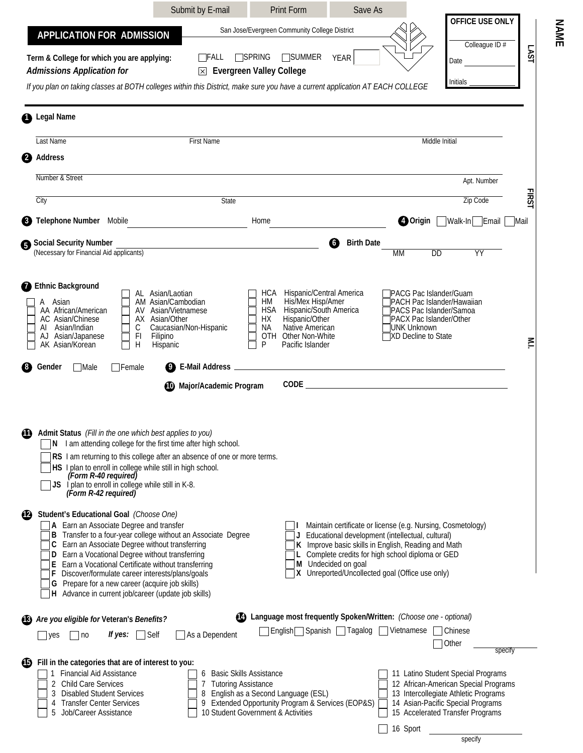Submit by E-mail | Print Form | Save As

**OFFICE USE ONLY**

Colleague ID #

Date

Initials

# APPLICATION FOR ADMISSION

San Jose/Evergreen Community College District

**Term & College for which you are applying:** ☐ FALL ☐ SPRING ☐ SUMMER YEAR

***Admissions Application for*** ☒ **Evergreen Valley College**

*If you plan on taking classes at BOTH colleges within this District, make sure you have a current application AT EACH COLLEGE*

**NAME** LAST FIRST M.I.

**1 Legal Name**

Last Name | First Name | Middle Initial

**2 Address**

Number & Street | Apt. Number

City | State | Zip Code

**3 Telephone Number** Mobile ________ Home ________

**4 Origin** ☐ Walk-In ☐ Email ☐ Mail

**5 Social Security Number** ________
(Necessary for Financial Aid applicants)

**6 Birth Date** MM DD YY

**7 Ethnic Background**

- ☐ A Asian
- ☐ AA African/American
- ☐ AC Asian/Chinese
- ☐ AI Asian/Indian
- ☐ AJ Asian/Japanese
- ☐ AK Asian/Korean
- ☐ AL Asian/Laotian
- ☐ AM Asian/Cambodian
- ☐ AV Asian/Vietnamese
- ☐ AX Asian/Other
- ☐ C Caucasian/Non-Hispanic
- ☐ FI Filipino
- ☐ H Hispanic
- ☐ HCA Hispanic/Central America
- ☐ HM His/Mex Hisp/Amer
- ☐ HSA Hispanic/South America
- ☐ HX Hispanic/Other
- ☐ NA Native American
- ☐ OTH Other Non-White
- ☐ P Pacific Islander
- ☐ PACG Pac Islander/Guam
- ☐ PACH Pac Islander/Hawaiian
- ☐ PACS Pac Islander/Samoa
- ☐ PACX Pac Islander/Other
- ☐ UNK Unknown
- ☐ XD Decline to State

**8 Gender** ☐ Male ☐ Female

**9 E-Mail Address** ________

**10 Major/Academic Program** **CODE** ________

**11 Admit Status** *(Fill in the one which best applies to you)*

- ☐ **N** I am attending college for the first time after high school.
- ☐ **RS** I am returning to this college after an absence of one or more terms.
- ☐ **HS** I plan to enroll in college while still in high school. ***(Form R-40 required)***
- ☐ **JS** I plan to enroll in college while still in K-8. ***(Form R-42 required)***

**12 Student's Educational Goal** *(Choose One)*

- ☐ **A** Earn an Associate Degree and transfer
- ☐ **B** Transfer to a four-year college without an Associate Degree
- ☐ **C** Earn an Associate Degree without transferring
- ☐ **D** Earn a Vocational Degree without transferring
- ☐ **E** Earn a Vocational Certificate without transferring
- ☐ **F** Discover/formulate career interests/plans/goals
- ☐ **G** Prepare for a new career (acquire job skills)
- ☐ **H** Advance in current job/career (update job skills)
- ☐ **I** Maintain certificate or license (e.g. Nursing, Cosmetology)
- ☐ **J** Educational development (intellectual, cultural)
- ☐ **K** Improve basic skills in English, Reading and Math
- ☐ **L** Complete credits for high school diploma or GED
- ☐ **M** Undecided on goal
- ☐ **X** Unreported/Uncollected goal (Office use only)

**13** ***Are you eligible for* Veteran's *Benefits?***

☐ yes ☐ no ***If yes:*** ☐ Self ☐ As a Dependent

**14 Language most frequently Spoken/Written:** *(Choose one - optional)*

☐ English ☐ Spanish ☐ Tagalog ☐ Vietnamese ☐ Chinese ☐ Other ________ specify

**15 Fill in the categories that are of interest to you:**

- ☐ 1 Financial Aid Assistance
- ☐ 2 Child Care Services
- ☐ 3 Disabled Student Services
- ☐ 4 Transfer Center Services
- ☐ 5 Job/Career Assistance
- ☐ 6 Basic Skills Assistance
- ☐ 7 Tutoring Assistance
- ☐ 8 English as a Second Language (ESL)
- ☐ 9 Extended Opportunity Program & Services (EOP&S)
- ☐ 10 Student Government & Activities
- ☐ 11 Latino Student Special Programs
- ☐ 12 African-American Special Programs
- ☐ 13 Intercollegiate Athletic Programs
- ☐ 14 Asian-Pacific Special Programs
- ☐ 15 Accelerated Transfer Programs
- ☐ 16 Sport ________ specify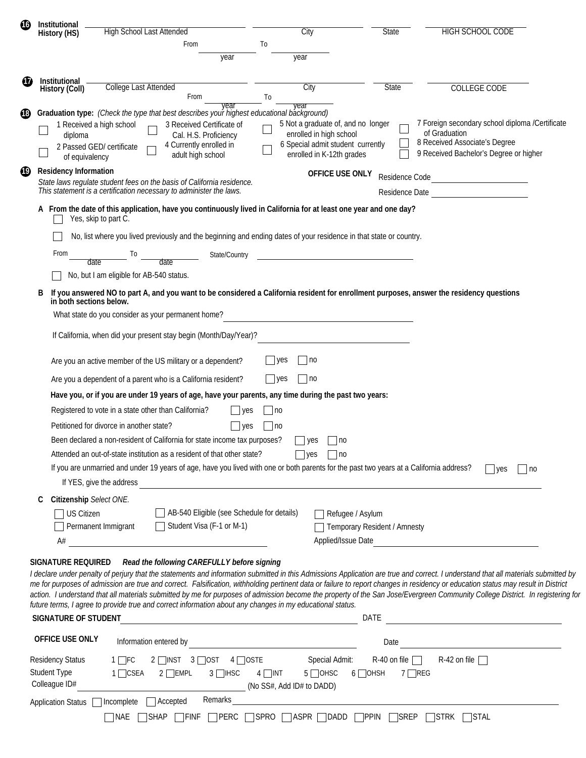**16** **Institutional History (HS)**

High School Last Attended ________ City ________ State ________ HIGH SCHOOL CODE ________

From ________ (year) To ________ (year)

**17** **Institutional History (Coll)**

College Last Attended ________ City ________ State ________ COLLEGE CODE ________

From ________ (year) To ________ (year)

**18** **Graduation type:** *(Check the type that best describes your highest educational background)*

- ☐ 1 Received a high school diploma
- ☐ 2 Passed GED/ certificate of equivalency
- ☐ 3 Received Certificate of Cal. H.S. Proficiency
- ☐ 4 Currently enrolled in adult high school
- ☐ 5 Not a graduate of, and no longer enrolled in high school
- ☐ 6 Special admit student currently enrolled in K-12th grades
- ☐ 7 Foreign secondary school diploma /Certificate of Graduation
- ☐ 8 Received Associate's Degree
- ☐ 9 Received Bachelor's Degree or higher

**19** **Residency Information**

*State laws regulate student fees on the basis of California residence.*
*This statement is a certification necessary to administer the laws.*

**OFFICE USE ONLY** Residence Code ________ Residence Date ________

**A From the date of this application, have you continuously lived in California for at least one year and one day?**

☐ Yes, skip to part C.

☐ No, list where you lived previously and the beginning and ending dates of your residence in that state or country.

From ________ (date) To ________ (date) State/Country ________

☐ No, but I am eligible for AB-540 status.

**B If you answered NO to part A, and you want to be considered a California resident for enrollment purposes, answer the residency questions in both sections below.**

What state do you consider as your permanent home? ________

If California, when did your present stay begin (Month/Day/Year)? ________

Are you an active member of the US military or a dependent? ☐ yes ☐ no

Are you a dependent of a parent who is a California resident? ☐ yes ☐ no

**Have you, or if you are under 19 years of age, have your parents, any time during the past two years:**

Registered to vote in a state other than California? ☐ yes ☐ no

Petitioned for divorce in another state? ☐ yes ☐ no

Been declared a non-resident of California for state income tax purposes? ☐ yes ☐ no

Attended an out-of-state institution as a resident of that other state? ☐ yes ☐ no

If you are unmarried and under 19 years of age, have you lived with one or both parents for the past two years at a California address? ☐ yes ☐ no

If YES, give the address ________

**C Citizenship** *Select ONE.*

- ☐ US Citizen
- ☐ Permanent Immigrant
- ☐ AB-540 Eligible (see Schedule for details)
- ☐ Student Visa (F-1 or M-1)
- ☐ Refugee / Asylum
- ☐ Temporary Resident / Amnesty

A# ________ Applied/Issue Date ________

**SIGNATURE REQUIRED** ***Read the following CAREFULLY before signing***

*I declare under penalty of perjury that the statements and information submitted in this Admissions Application are true and correct. I understand that all materials submitted by me for purposes of admission are true and correct. Falsification, withholding pertinent data or failure to report changes in residency or education status may result in District action. I understand that all materials submitted by me for purposes of admission become the property of the San Jose/Evergreen Community College District. In registering for future terms, I agree to provide true and correct information about any changes in my educational status.*

**SIGNATURE OF STUDENT** ________ DATE ________

**OFFICE USE ONLY** Information entered by ________ Date ________

Residency Status 1 ☐FC 2 ☐INST 3 ☐OST 4 ☐OSTE Special Admit: R-40 on file ☐ R-42 on file ☐

Student Type 1 ☐CSEA 2 ☐EMPL 3 ☐IHSC 4 ☐INT 5 ☐OHSC 6 ☐OHSH 7 ☐REG

Colleague ID# ________ (No SS#, Add ID# to DADD)

Application Status ☐ Incomplete ☐ Accepted Remarks ________

☐NAE ☐SHAP ☐FINF ☐PERC ☐SPRO ☐ASPR ☐DADD ☐PPIN ☐SREP ☐STRK ☐STAL